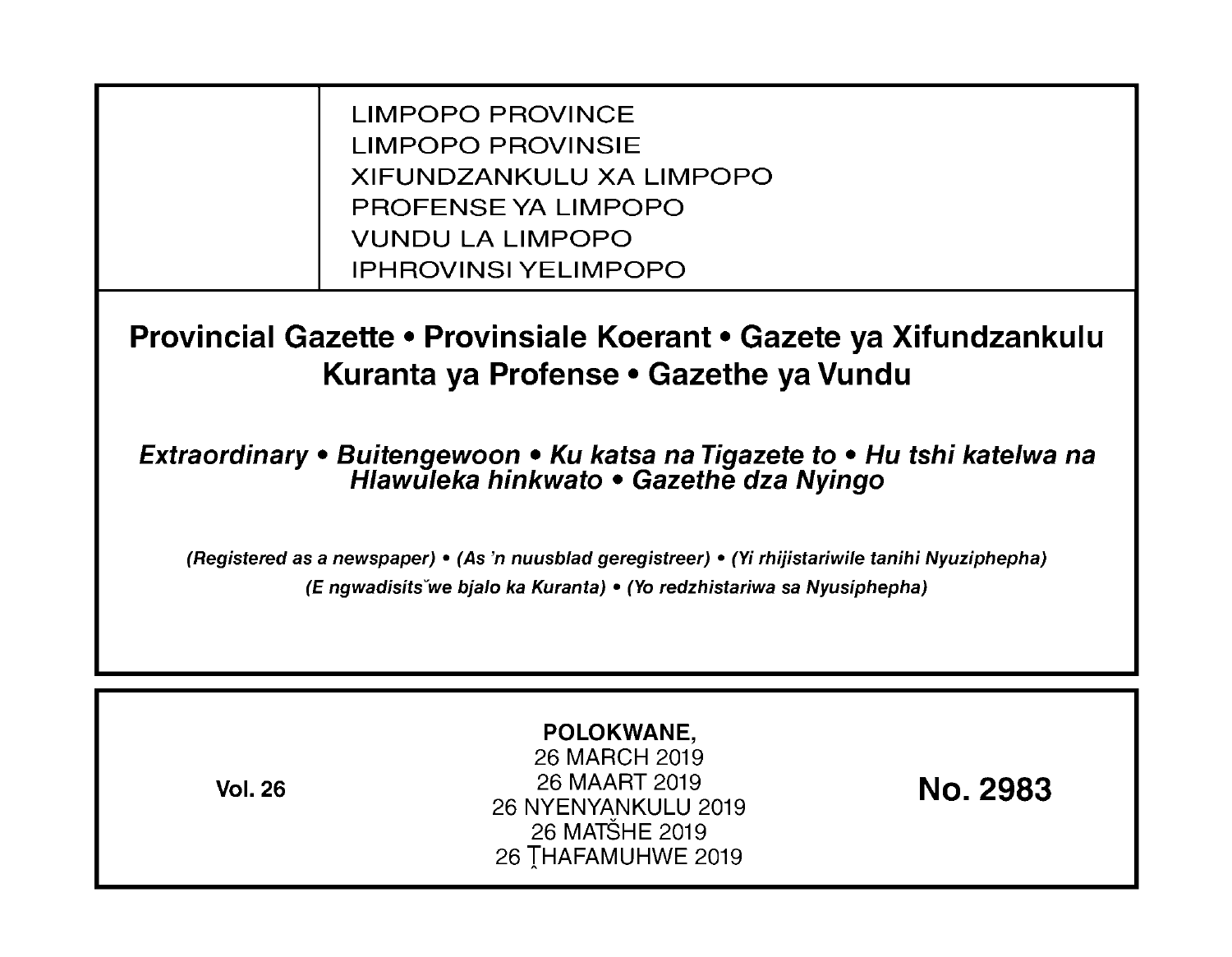LIMPOPO PROVINCE
LIMPOPO PROVINSIE
XIFUNDZANKULU XA LIMPOPO
PROFENSE YA LIMPOPO
VUNDU LA LIMPOPO
IPHROVINSI YELIMPOPO

# Provincial Gazette • Provinsiale Koerant • Gazete ya Xifundzankulu Kuranta ya Profense • Gazethe ya Vundu

*Extraordinary • Buitengewoon • Ku katsa na Tigazete to • Hu tshi katelwa na Hlawuleka hinkwato • Gazethe dza Nyingo*

***(Registered as a newspaper) • (As 'n nuusblad geregistreer) • (Yi rhijistariwile tanihi Nyuziphepha) (E ngwadisitšwe bjalo ka Kuranta) • (Yo redzhistariwa sa Nyusiphepha)***

**Vol. 26**

**POLOKWANE,**
26 MARCH 2019
26 MAART 2019
26 NYENYANKULU 2019
26 MATŠHE 2019
26 ṰHAFAMUHWE 2019

**No. 2983**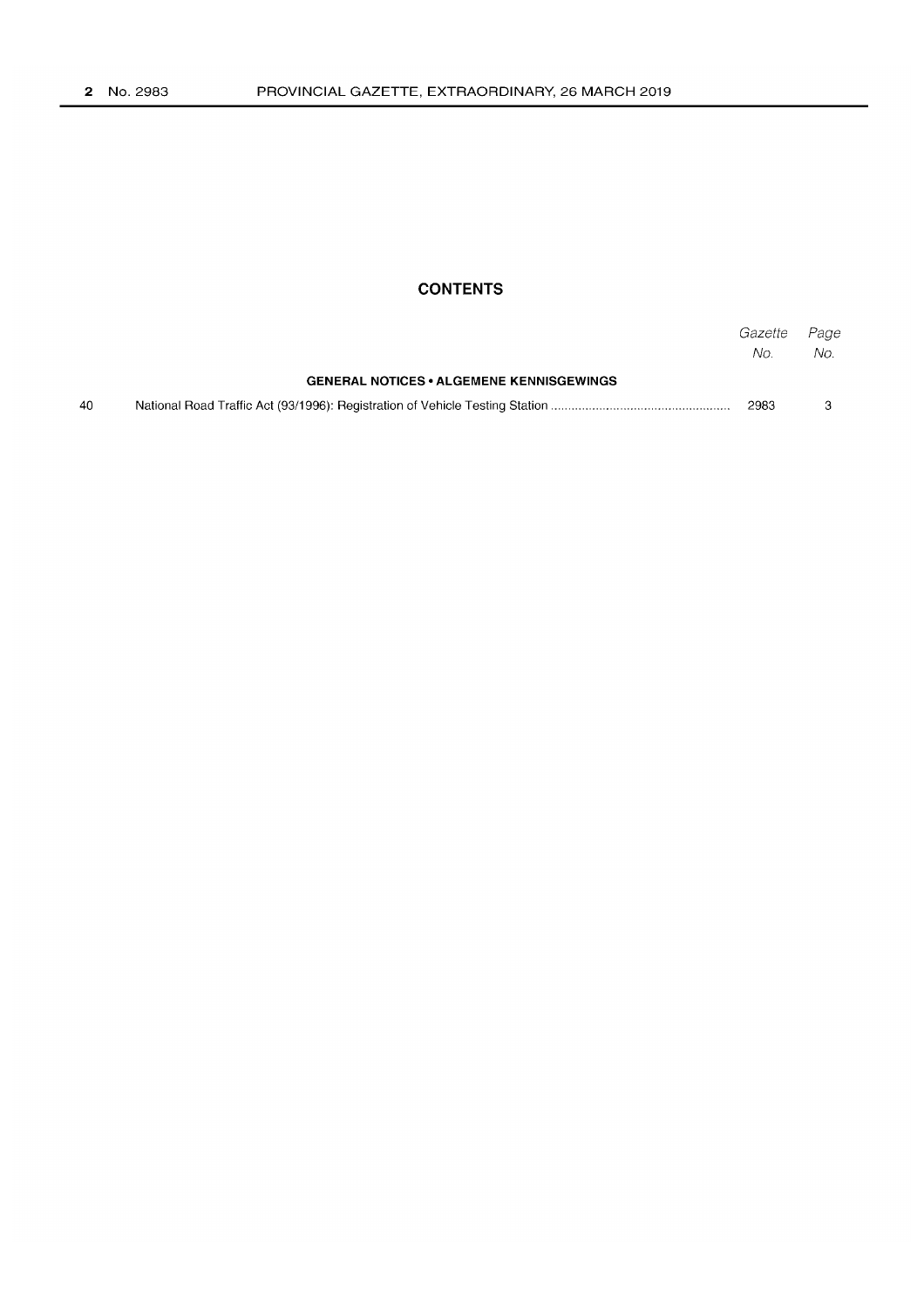## CONTENTS

| | | Gazette No. | Page No. |
|---|---|---|---|
| | **GENERAL NOTICES • ALGEMENE KENNISGEWINGS** | | |
| 40 | National Road Traffic Act (93/1996): Registration of Vehicle Testing Station | 2983 | 3 |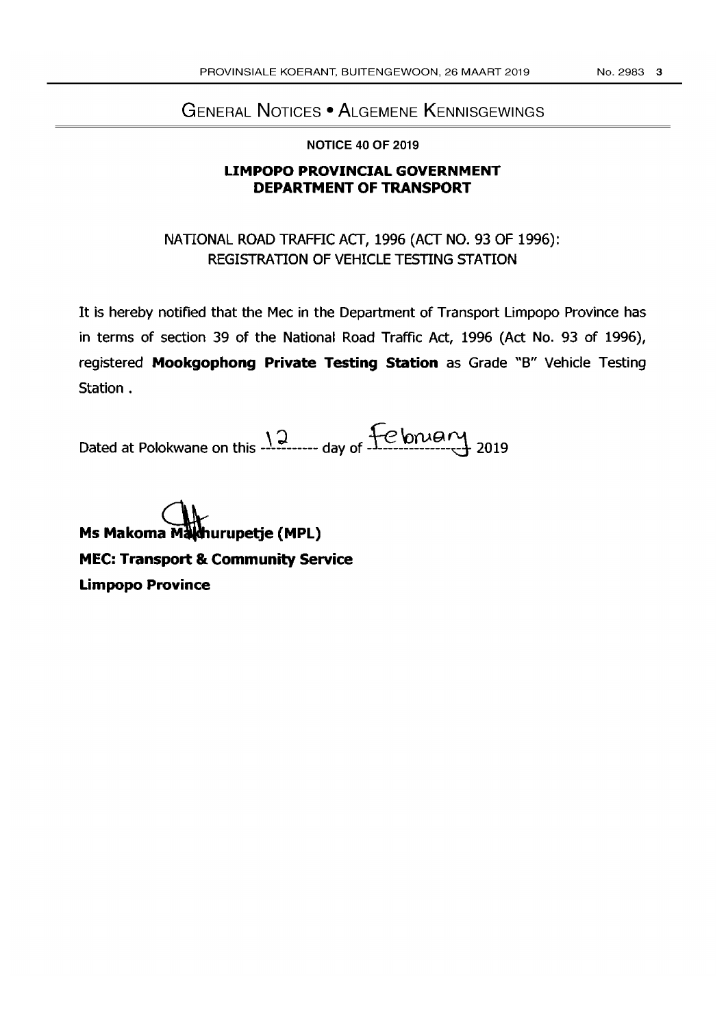## GENERAL NOTICES • ALGEMENE KENNISGEWINGS

**NOTICE 40 OF 2019**

**LIMPOPO PROVINCIAL GOVERNMENT**
**DEPARTMENT OF TRANSPORT**

NATIONAL ROAD TRAFFIC ACT, 1996 (ACT NO. 93 OF 1996):
REGISTRATION OF VEHICLE TESTING STATION

It is hereby notified that the Mec in the Department of Transport Limpopo Province has in terms of section 39 of the National Road Traffic Act, 1996 (Act No. 93 of 1996), registered **Mookgophong Private Testing Station** as Grade "B" Vehicle Testing Station .

Dated at Polokwane on this 12 day of February 2019

**Ms Makoma Makhurupetje (MPL)**
**MEC: Transport & Community Service**
**Limpopo Province**